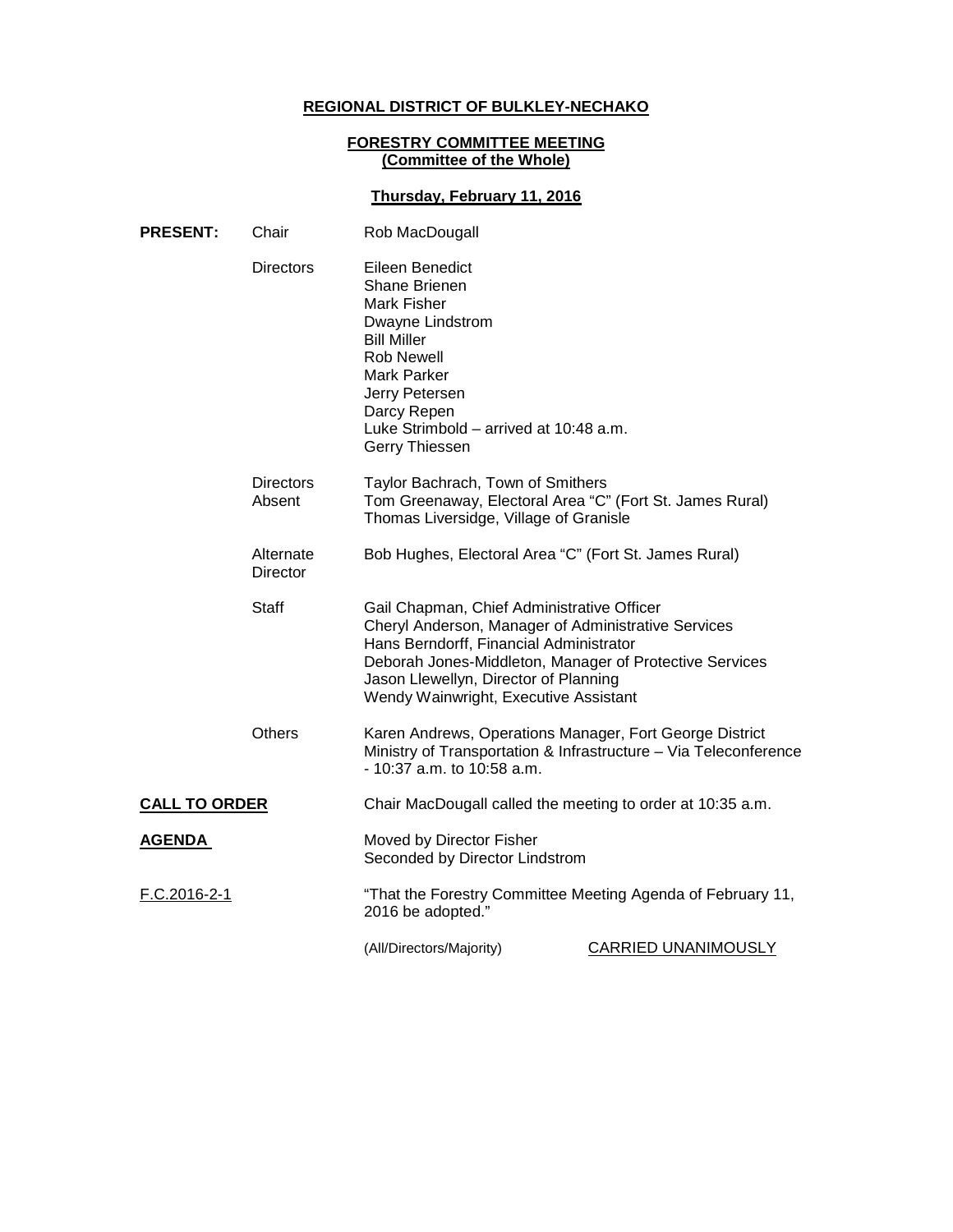**REGIONAL DISTRICT OF BULKLEY-NECHAKO**

**FORESTRY COMMITTEE MEETING**
**(Committee of the Whole)**

**Thursday, February 11, 2016**

| | | |
|---|---|---|
| **PRESENT:** | Chair | Rob MacDougall |
| | Directors | Eileen Benedict<br>Shane Brienen<br>Mark Fisher<br>Dwayne Lindstrom<br>Bill Miller<br>Rob Newell<br>Mark Parker<br>Jerry Petersen<br>Darcy Repen<br>Luke Strimbold – arrived at 10:48 a.m.<br>Gerry Thiessen |
| | Directors Absent | Taylor Bachrach, Town of Smithers<br>Tom Greenaway, Electoral Area "C" (Fort St. James Rural)<br>Thomas Liversidge, Village of Granisle |
| | Alternate Director | Bob Hughes, Electoral Area "C" (Fort St. James Rural) |
| | Staff | Gail Chapman, Chief Administrative Officer<br>Cheryl Anderson, Manager of Administrative Services<br>Hans Berndorff, Financial Administrator<br>Deborah Jones-Middleton, Manager of Protective Services<br>Jason Llewellyn, Director of Planning<br>Wendy Wainwright, Executive Assistant |
| | Others | Karen Andrews, Operations Manager, Fort George District Ministry of Transportation & Infrastructure – Via Teleconference - 10:37 a.m. to 10:58 a.m. |

**CALL TO ORDER**

Chair MacDougall called the meeting to order at 10:35 a.m.

**AGENDA**

Moved by Director Fisher
Seconded by Director Lindstrom

F.C.2016-2-1

"That the Forestry Committee Meeting Agenda of February 11, 2016 be adopted."

(All/Directors/Majority) CARRIED UNANIMOUSLY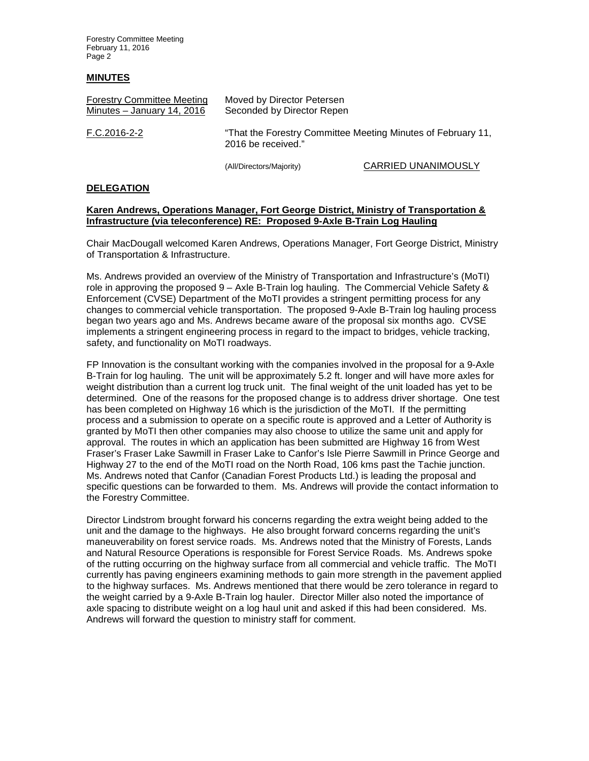## MINUTES

Forestry Committee Meeting Minutes – January 14, 2016

Moved by Director Petersen
Seconded by Director Repen

F.C.2016-2-2

"That the Forestry Committee Meeting Minutes of February 11, 2016 be received."

(All/Directors/Majority) CARRIED UNANIMOUSLY

## DELEGATION

**Karen Andrews, Operations Manager, Fort George District, Ministry of Transportation & Infrastructure (via teleconference) RE: Proposed 9-Axle B-Train Log Hauling**

Chair MacDougall welcomed Karen Andrews, Operations Manager, Fort George District, Ministry of Transportation & Infrastructure.

Ms. Andrews provided an overview of the Ministry of Transportation and Infrastructure's (MoTI) role in approving the proposed 9 – Axle B-Train log hauling. The Commercial Vehicle Safety & Enforcement (CVSE) Department of the MoTI provides a stringent permitting process for any changes to commercial vehicle transportation. The proposed 9-Axle B-Train log hauling process began two years ago and Ms. Andrews became aware of the proposal six months ago. CVSE implements a stringent engineering process in regard to the impact to bridges, vehicle tracking, safety, and functionality on MoTI roadways.

FP Innovation is the consultant working with the companies involved in the proposal for a 9-Axle B-Train for log hauling. The unit will be approximately 5.2 ft. longer and will have more axles for weight distribution than a current log truck unit. The final weight of the unit loaded has yet to be determined. One of the reasons for the proposed change is to address driver shortage. One test has been completed on Highway 16 which is the jurisdiction of the MoTI. If the permitting process and a submission to operate on a specific route is approved and a Letter of Authority is granted by MoTI then other companies may also choose to utilize the same unit and apply for approval. The routes in which an application has been submitted are Highway 16 from West Fraser's Fraser Lake Sawmill in Fraser Lake to Canfor's Isle Pierre Sawmill in Prince George and Highway 27 to the end of the MoTI road on the North Road, 106 kms past the Tachie junction. Ms. Andrews noted that Canfor (Canadian Forest Products Ltd.) is leading the proposal and specific questions can be forwarded to them. Ms. Andrews will provide the contact information to the Forestry Committee.

Director Lindstrom brought forward his concerns regarding the extra weight being added to the unit and the damage to the highways. He also brought forward concerns regarding the unit's maneuverability on forest service roads. Ms. Andrews noted that the Ministry of Forests, Lands and Natural Resource Operations is responsible for Forest Service Roads. Ms. Andrews spoke of the rutting occurring on the highway surface from all commercial and vehicle traffic. The MoTI currently has paving engineers examining methods to gain more strength in the pavement applied to the highway surfaces. Ms. Andrews mentioned that there would be zero tolerance in regard to the weight carried by a 9-Axle B-Train log hauler. Director Miller also noted the importance of axle spacing to distribute weight on a log haul unit and asked if this had been considered. Ms. Andrews will forward the question to ministry staff for comment.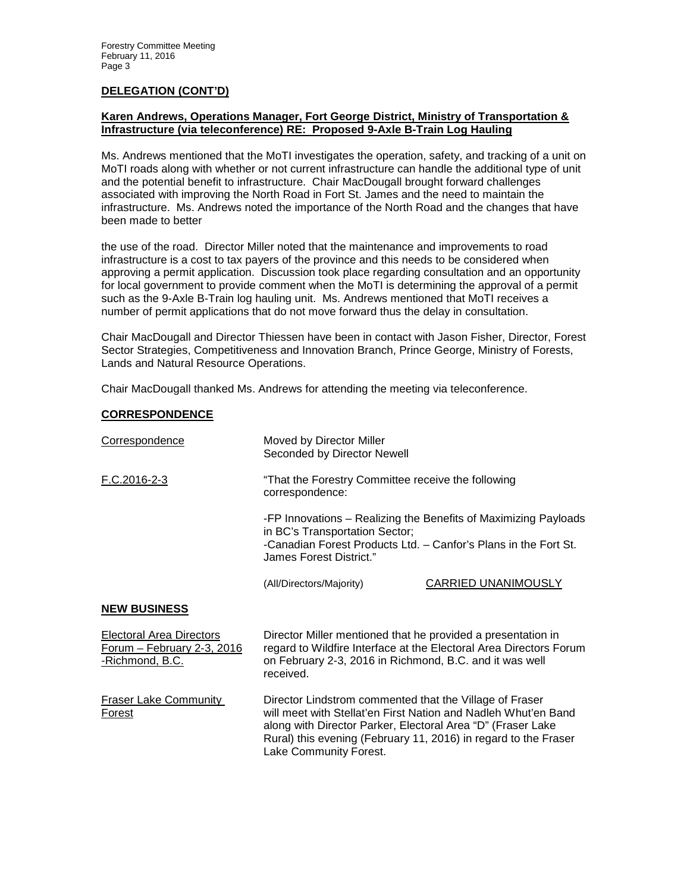## DELEGATION (CONT'D)

**Karen Andrews, Operations Manager, Fort George District, Ministry of Transportation & Infrastructure (via teleconference) RE: Proposed 9-Axle B-Train Log Hauling**

Ms. Andrews mentioned that the MoTI investigates the operation, safety, and tracking of a unit on MoTI roads along with whether or not current infrastructure can handle the additional type of unit and the potential benefit to infrastructure. Chair MacDougall brought forward challenges associated with improving the North Road in Fort St. James and the need to maintain the infrastructure. Ms. Andrews noted the importance of the North Road and the changes that have been made to better

the use of the road. Director Miller noted that the maintenance and improvements to road infrastructure is a cost to tax payers of the province and this needs to be considered when approving a permit application. Discussion took place regarding consultation and an opportunity for local government to provide comment when the MoTI is determining the approval of a permit such as the 9-Axle B-Train log hauling unit. Ms. Andrews mentioned that MoTI receives a number of permit applications that do not move forward thus the delay in consultation.

Chair MacDougall and Director Thiessen have been in contact with Jason Fisher, Director, Forest Sector Strategies, Competitiveness and Innovation Branch, Prince George, Ministry of Forests, Lands and Natural Resource Operations.

Chair MacDougall thanked Ms. Andrews for attending the meeting via teleconference.

## CORRESPONDENCE

Correspondence

Moved by Director Miller
Seconded by Director Newell

F.C.2016-2-3

"That the Forestry Committee receive the following correspondence:

-FP Innovations – Realizing the Benefits of Maximizing Payloads in BC's Transportation Sector;
-Canadian Forest Products Ltd. – Canfor's Plans in the Fort St. James Forest District."

(All/Directors/Majority) CARRIED UNANIMOUSLY

## NEW BUSINESS

Electoral Area Directors Forum – February 2-3, 2016 -Richmond, B.C.

Director Miller mentioned that he provided a presentation in regard to Wildfire Interface at the Electoral Area Directors Forum on February 2-3, 2016 in Richmond, B.C. and it was well received.

Fraser Lake Community Forest

Director Lindstrom commented that the Village of Fraser will meet with Stellat'en First Nation and Nadleh Whut'en Band along with Director Parker, Electoral Area "D" (Fraser Lake Rural) this evening (February 11, 2016) in regard to the Fraser Lake Community Forest.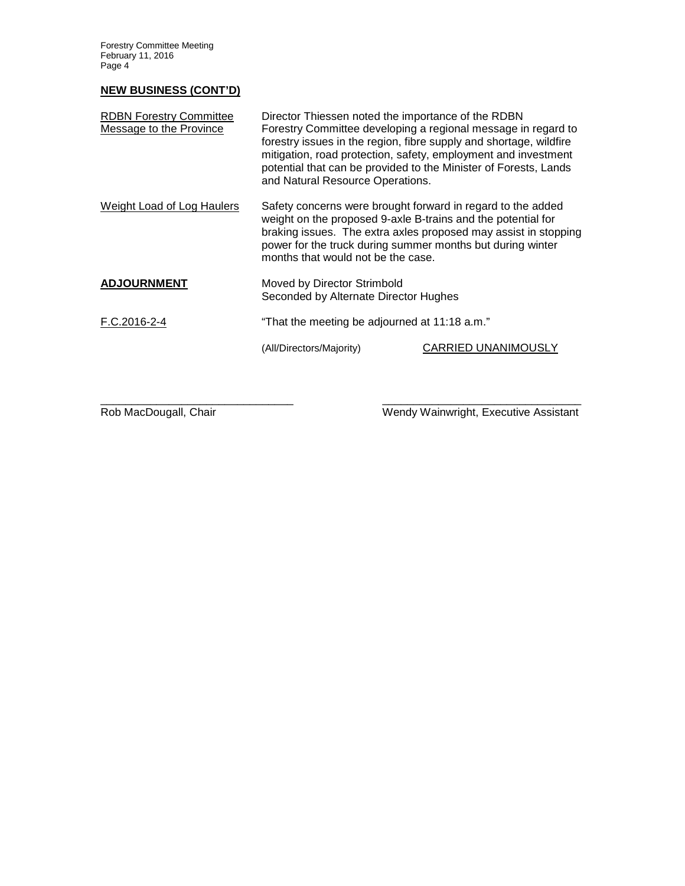## NEW BUSINESS (CONT'D)

RDBN Forestry Committee Message to the Province

Director Thiessen noted the importance of the RDBN Forestry Committee developing a regional message in regard to forestry issues in the region, fibre supply and shortage, wildfire mitigation, road protection, safety, employment and investment potential that can be provided to the Minister of Forests, Lands and Natural Resource Operations.

Weight Load of Log Haulers

Safety concerns were brought forward in regard to the added weight on the proposed 9-axle B-trains and the potential for braking issues. The extra axles proposed may assist in stopping power for the truck during summer months but during winter months that would not be the case.

## ADJOURNMENT

Moved by Director Strimbold
Seconded by Alternate Director Hughes

F.C.2016-2-4

"That the meeting be adjourned at 11:18 a.m."

(All/Directors/Majority) CARRIED UNANIMOUSLY

______________________________
Rob MacDougall, Chair

______________________________
Wendy Wainwright, Executive Assistant